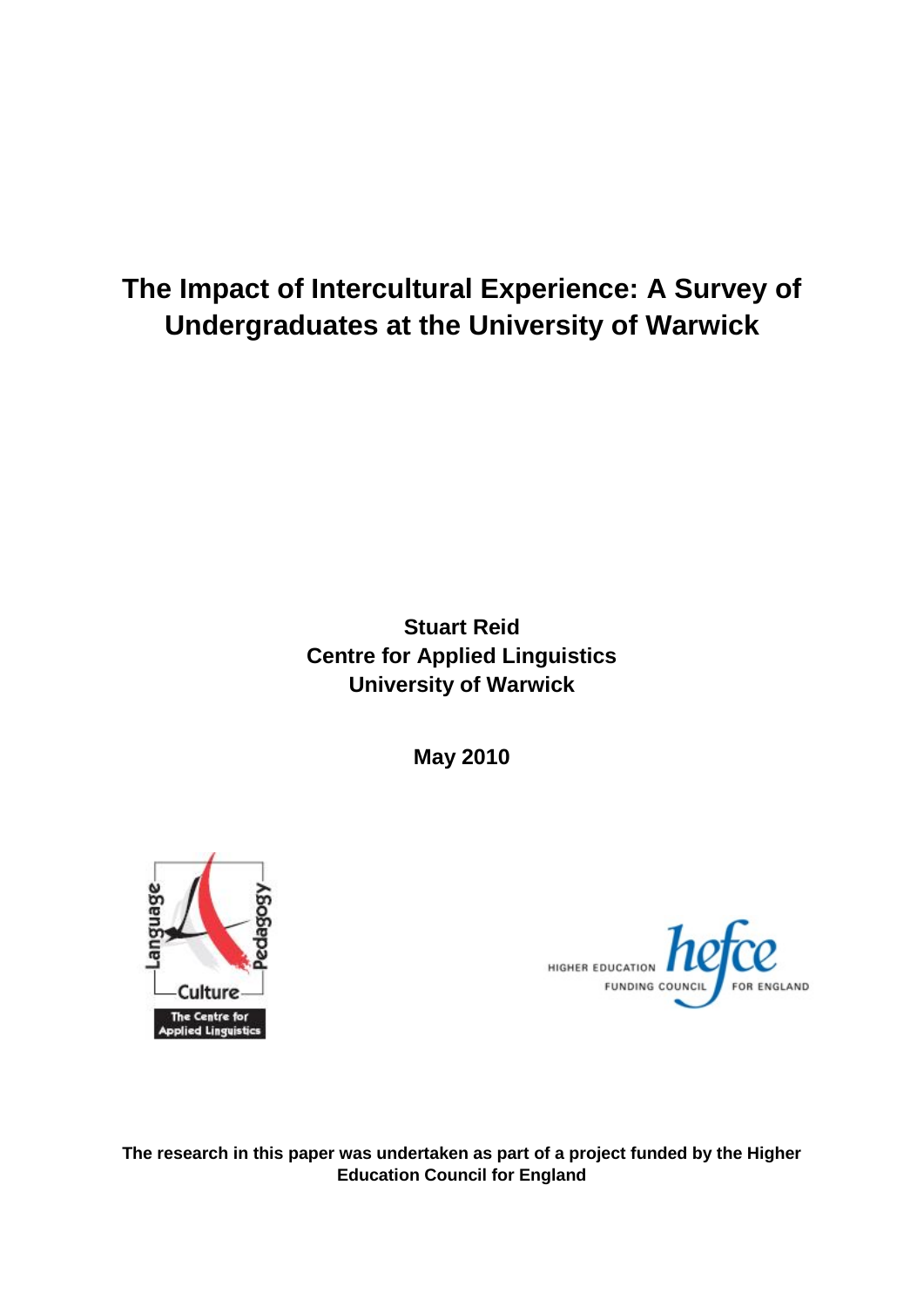# The Impact of Intercultural Experience: A Survey of Undergraduates at the University of Warwick

**Stuart Reid**
**Centre for Applied Linguistics**
**University of Warwick**

**May 2010**

**The research in this paper was undertaken as part of a project funded by the Higher Education Council for England**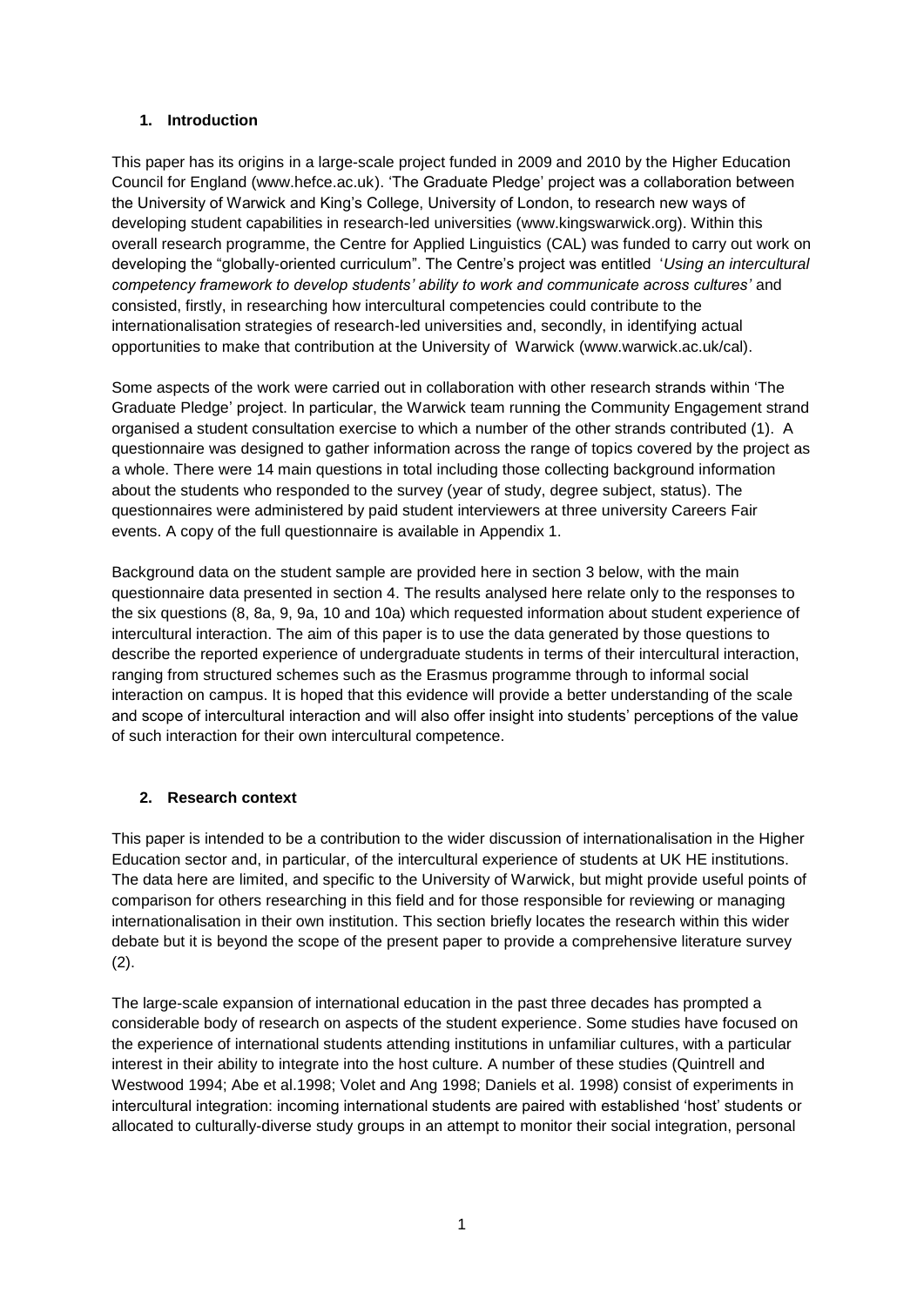## 1. Introduction

This paper has its origins in a large-scale project funded in 2009 and 2010 by the Higher Education Council for England (www.hefce.ac.uk). 'The Graduate Pledge' project was a collaboration between the University of Warwick and King's College, University of London, to research new ways of developing student capabilities in research-led universities (www.kingswarwick.org). Within this overall research programme, the Centre for Applied Linguistics (CAL) was funded to carry out work on developing the "globally-oriented curriculum". The Centre's project was entitled '*Using an intercultural competency framework to develop students' ability to work and communicate across cultures'* and consisted, firstly, in researching how intercultural competencies could contribute to the internationalisation strategies of research-led universities and, secondly, in identifying actual opportunities to make that contribution at the University of Warwick (www.warwick.ac.uk/cal).

Some aspects of the work were carried out in collaboration with other research strands within 'The Graduate Pledge' project. In particular, the Warwick team running the Community Engagement strand organised a student consultation exercise to which a number of the other strands contributed (1). A questionnaire was designed to gather information across the range of topics covered by the project as a whole. There were 14 main questions in total including those collecting background information about the students who responded to the survey (year of study, degree subject, status). The questionnaires were administered by paid student interviewers at three university Careers Fair events. A copy of the full questionnaire is available in Appendix 1.

Background data on the student sample are provided here in section 3 below, with the main questionnaire data presented in section 4. The results analysed here relate only to the responses to the six questions (8, 8a, 9, 9a, 10 and 10a) which requested information about student experience of intercultural interaction. The aim of this paper is to use the data generated by those questions to describe the reported experience of undergraduate students in terms of their intercultural interaction, ranging from structured schemes such as the Erasmus programme through to informal social interaction on campus. It is hoped that this evidence will provide a better understanding of the scale and scope of intercultural interaction and will also offer insight into students' perceptions of the value of such interaction for their own intercultural competence.

## 2. Research context

This paper is intended to be a contribution to the wider discussion of internationalisation in the Higher Education sector and, in particular, of the intercultural experience of students at UK HE institutions. The data here are limited, and specific to the University of Warwick, but might provide useful points of comparison for others researching in this field and for those responsible for reviewing or managing internationalisation in their own institution. This section briefly locates the research within this wider debate but it is beyond the scope of the present paper to provide a comprehensive literature survey (2).

The large-scale expansion of international education in the past three decades has prompted a considerable body of research on aspects of the student experience. Some studies have focused on the experience of international students attending institutions in unfamiliar cultures, with a particular interest in their ability to integrate into the host culture. A number of these studies (Quintrell and Westwood 1994; Abe et al.1998; Volet and Ang 1998; Daniels et al. 1998) consist of experiments in intercultural integration: incoming international students are paired with established 'host' students or allocated to culturally-diverse study groups in an attempt to monitor their social integration, personal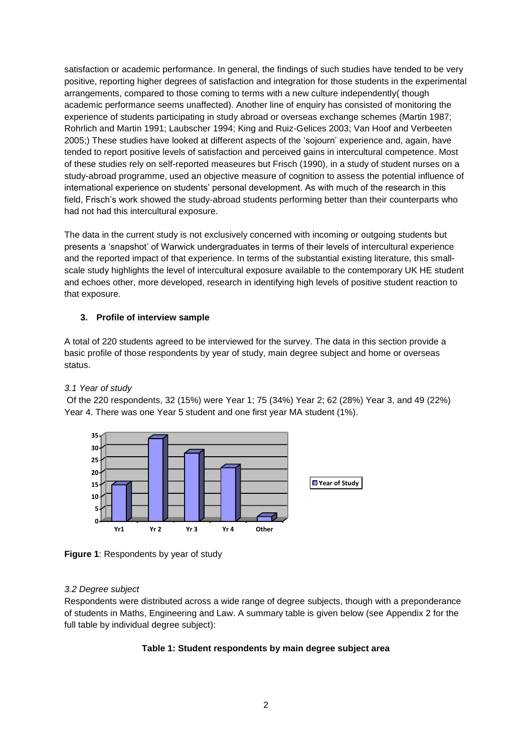satisfaction or academic performance. In general, the findings of such studies have tended to be very positive, reporting higher degrees of satisfaction and integration for those students in the experimental arrangements, compared to those coming to terms with a new culture independently( though academic performance seems unaffected). Another line of enquiry has consisted of monitoring the experience of students participating in study abroad or overseas exchange schemes (Martin 1987; Rohrlich and Martin 1991; Laubscher 1994; King and Ruiz-Gelices 2003; Van Hoof and Verbeeten 2005;) These studies have looked at different aspects of the 'sojourn' experience and, again, have tended to report positive levels of satisfaction and perceived gains in intercultural competence. Most of these studies rely on self-reported measeures but Frisch (1990), in a study of student nurses on a study-abroad programme, used an objective measure of cognition to assess the potential influence of international experience on students' personal development. As with much of the research in this field, Frisch's work showed the study-abroad students performing better than their counterparts who had not had this intercultural exposure.

The data in the current study is not exclusively concerned with incoming or outgoing students but presents a 'snapshot' of Warwick undergraduates in terms of their levels of intercultural experience and the reported impact of that experience. In terms of the substantial existing literature, this small-scale study highlights the level of intercultural exposure available to the contemporary UK HE student and echoes other, more developed, research in identifying high levels of positive student reaction to that exposure.

## 3. Profile of interview sample

A total of 220 students agreed to be interviewed for the survey. The data in this section provide a basic profile of those respondents by year of study, main degree subject and home or overseas status.

### *3.1 Year of study*

Of the 220 respondents, 32 (15%) were Year 1; 75 (34%) Year 2; 62 (28%) Year 3, and 49 (22%) Year 4. There was one Year 5 student and one first year MA student (1%).

**Figure 1**: Respondents by year of study

### *3.2 Degree subject*

Respondents were distributed across a wide range of degree subjects, though with a preponderance of students in Maths, Engineering and Law. A summary table is given below (see Appendix 2 for the full table by individual degree subject):

**Table 1: Student respondents by main degree subject area**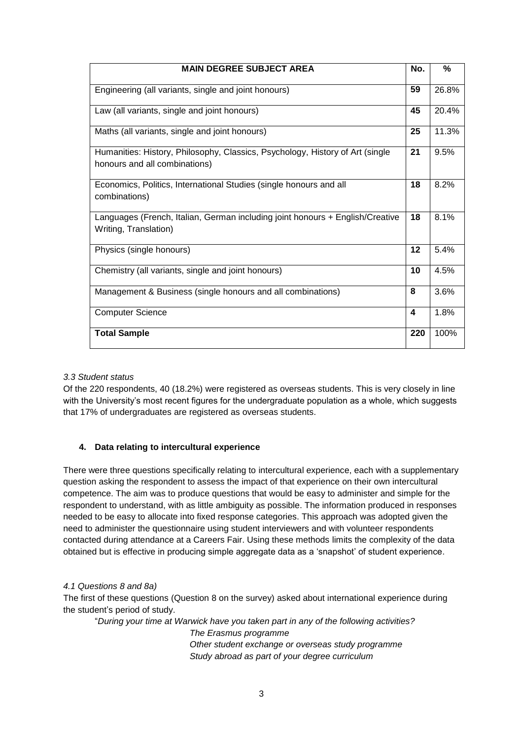| MAIN DEGREE SUBJECT AREA | No. | % |
|---|---|---|
| Engineering (all variants, single and joint honours) | 59 | 26.8% |
| Law (all variants, single and joint honours) | 45 | 20.4% |
| Maths (all variants, single and joint honours) | 25 | 11.3% |
| Humanities: History, Philosophy, Classics, Psychology, History of Art (single honours and all combinations) | 21 | 9.5% |
| Economics, Politics, International Studies (single honours and all combinations) | 18 | 8.2% |
| Languages (French, Italian, German including joint honours + English/Creative Writing, Translation) | 18 | 8.1% |
| Physics (single honours) | 12 | 5.4% |
| Chemistry (all variants, single and joint honours) | 10 | 4.5% |
| Management & Business (single honours and all combinations) | 8 | 3.6% |
| Computer Science | 4 | 1.8% |
| **Total Sample** | **220** | 100% |

*3.3 Student status*

Of the 220 respondents, 40 (18.2%) were registered as overseas students. This is very closely in line with the University's most recent figures for the undergraduate population as a whole, which suggests that 17% of undergraduates are registered as overseas students.

## 4. Data relating to intercultural experience

There were three questions specifically relating to intercultural experience, each with a supplementary question asking the respondent to assess the impact of that experience on their own intercultural competence. The aim was to produce questions that would be easy to administer and simple for the respondent to understand, with as little ambiguity as possible. The information produced in responses needed to be easy to allocate into fixed response categories. This approach was adopted given the need to administer the questionnaire using student interviewers and with volunteer respondents contacted during attendance at a Careers Fair. Using these methods limits the complexity of the data obtained but is effective in producing simple aggregate data as a 'snapshot' of student experience.

*4.1 Questions 8 and 8a)*

The first of these questions (Question 8 on the survey) asked about international experience during the student's period of study.

"*During your time at Warwick have you taken part in any of the following activities?*

*The Erasmus programme*

*Other student exchange or overseas study programme*

*Study abroad as part of your degree curriculum*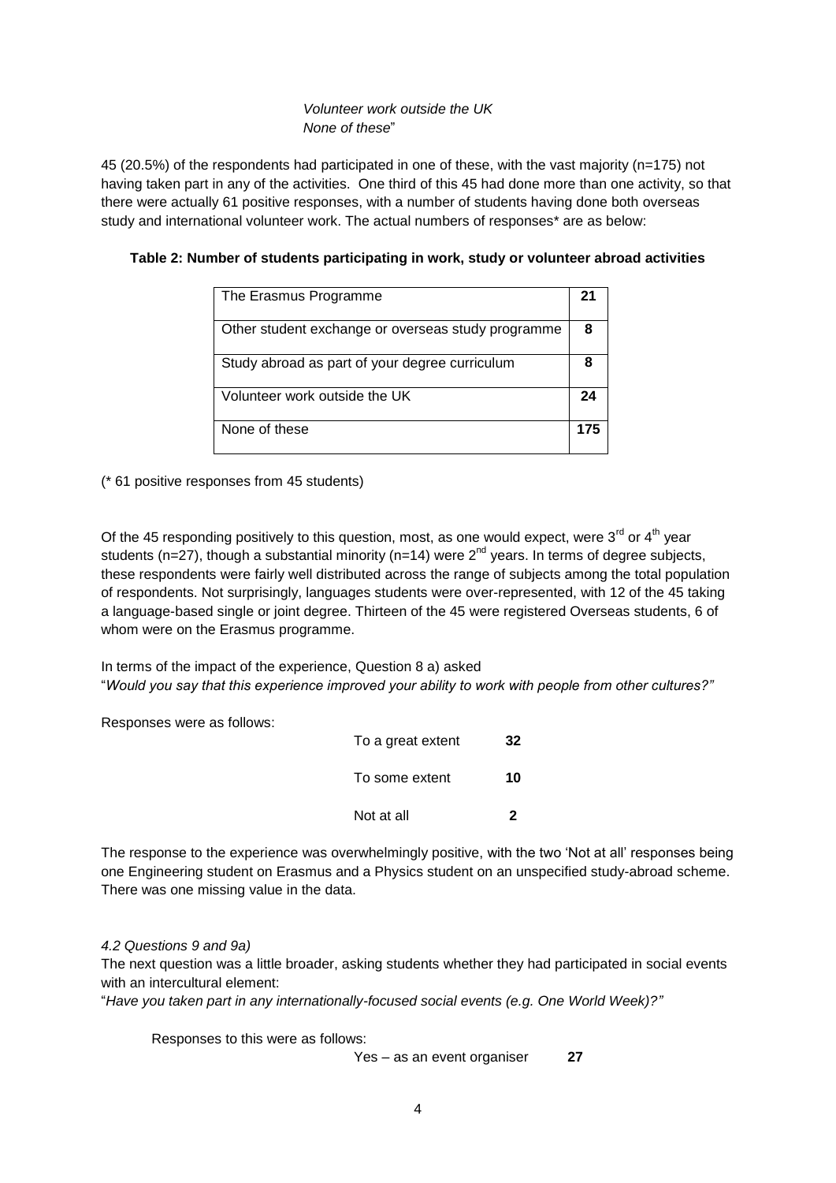*Volunteer work outside the UK*
*None of these*"

45 (20.5%) of the respondents had participated in one of these, with the vast majority (n=175) not having taken part in any of the activities. One third of this 45 had done more than one activity, so that there were actually 61 positive responses, with a number of students having done both overseas study and international volunteer work. The actual numbers of responses* are as below:

**Table 2: Number of students participating in work, study or volunteer abroad activities**

| | |
|---|---|
| The Erasmus Programme | **21** |
| Other student exchange or overseas study programme | **8** |
| Study abroad as part of your degree curriculum | **8** |
| Volunteer work outside the UK | **24** |
| None of these | **175** |

(* 61 positive responses from 45 students)

Of the 45 responding positively to this question, most, as one would expect, were 3rd or 4th year students (n=27), though a substantial minority (n=14) were 2nd years. In terms of degree subjects, these respondents were fairly well distributed across the range of subjects among the total population of respondents. Not surprisingly, languages students were over-represented, with 12 of the 45 taking a language-based single or joint degree. Thirteen of the 45 were registered Overseas students, 6 of whom were on the Erasmus programme.

In terms of the impact of the experience, Question 8 a) asked
"*Would you say that this experience improved your ability to work with people from other cultures?"*

Responses were as follows:

| | |
|---|---|
| To a great extent | **32** |
| To some extent | **10** |
| Not at all | **2** |

The response to the experience was overwhelmingly positive, with the two 'Not at all' responses being one Engineering student on Erasmus and a Physics student on an unspecified study-abroad scheme. There was one missing value in the data.

*4.2 Questions 9 and 9a)*

The next question was a little broader, asking students whether they had participated in social events with an intercultural element:
"*Have you taken part in any internationally-focused social events (e.g. One World Week)?"*

Responses to this were as follows:

Yes – as an event organiser **27**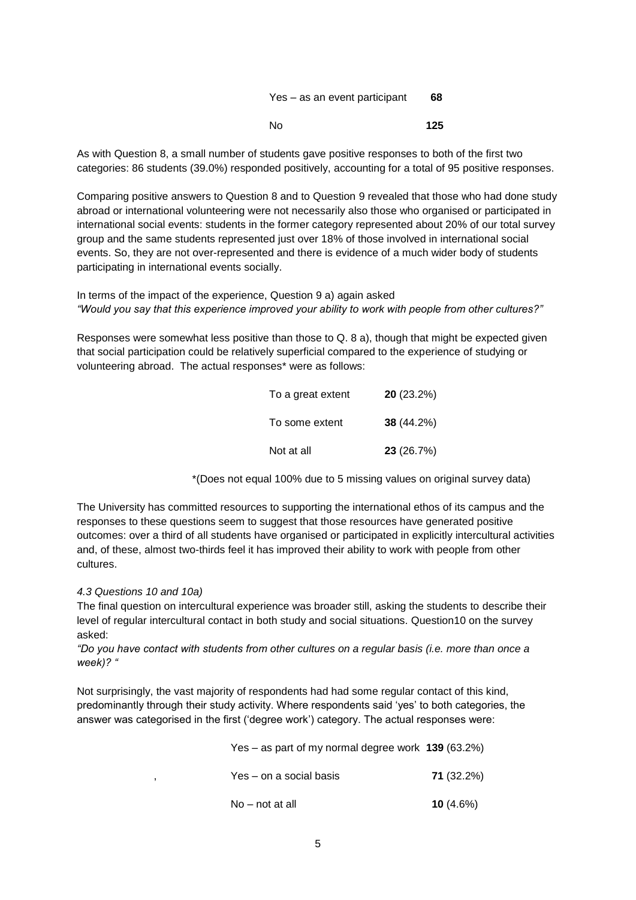| | |
|---|---|
| Yes – as an event participant | **68** |
| No | **125** |

As with Question 8, a small number of students gave positive responses to both of the first two categories: 86 students (39.0%) responded positively, accounting for a total of 95 positive responses.

Comparing positive answers to Question 8 and to Question 9 revealed that those who had done study abroad or international volunteering were not necessarily also those who organised or participated in international social events: students in the former category represented about 20% of our total survey group and the same students represented just over 18% of those involved in international social events. So, they are not over-represented and there is evidence of a much wider body of students participating in international events socially.

In terms of the impact of the experience, Question 9 a) again asked
*"Would you say that this experience improved your ability to work with people from other cultures?"*

Responses were somewhat less positive than those to Q. 8 a), though that might be expected given that social participation could be relatively superficial compared to the experience of studying or volunteering abroad. The actual responses* were as follows:

| | |
|---|---|
| To a great extent | **20** (23.2%) |
| To some extent | **38** (44.2%) |
| Not at all | **23** (26.7%) |

*(Does not equal 100% due to 5 missing values on original survey data)

The University has committed resources to supporting the international ethos of its campus and the responses to these questions seem to suggest that those resources have generated positive outcomes: over a third of all students have organised or participated in explicitly intercultural activities and, of these, almost two-thirds feel it has improved their ability to work with people from other cultures.

*4.3 Questions 10 and 10a)*

The final question on intercultural experience was broader still, asking the students to describe their level of regular intercultural contact in both study and social situations. Question10 on the survey asked:

*"Do you have contact with students from other cultures on a regular basis (i.e. more than once a week)? "*

Not surprisingly, the vast majority of respondents had had some regular contact of this kind, predominantly through their study activity. Where respondents said 'yes' to both categories, the answer was categorised in the first ('degree work') category. The actual responses were:

| | |
|---|---|
| Yes – as part of my normal degree work | **139** (63.2%) |
| Yes – on a social basis | **71** (32.2%) |
| No – not at all | **10** (4.6%) |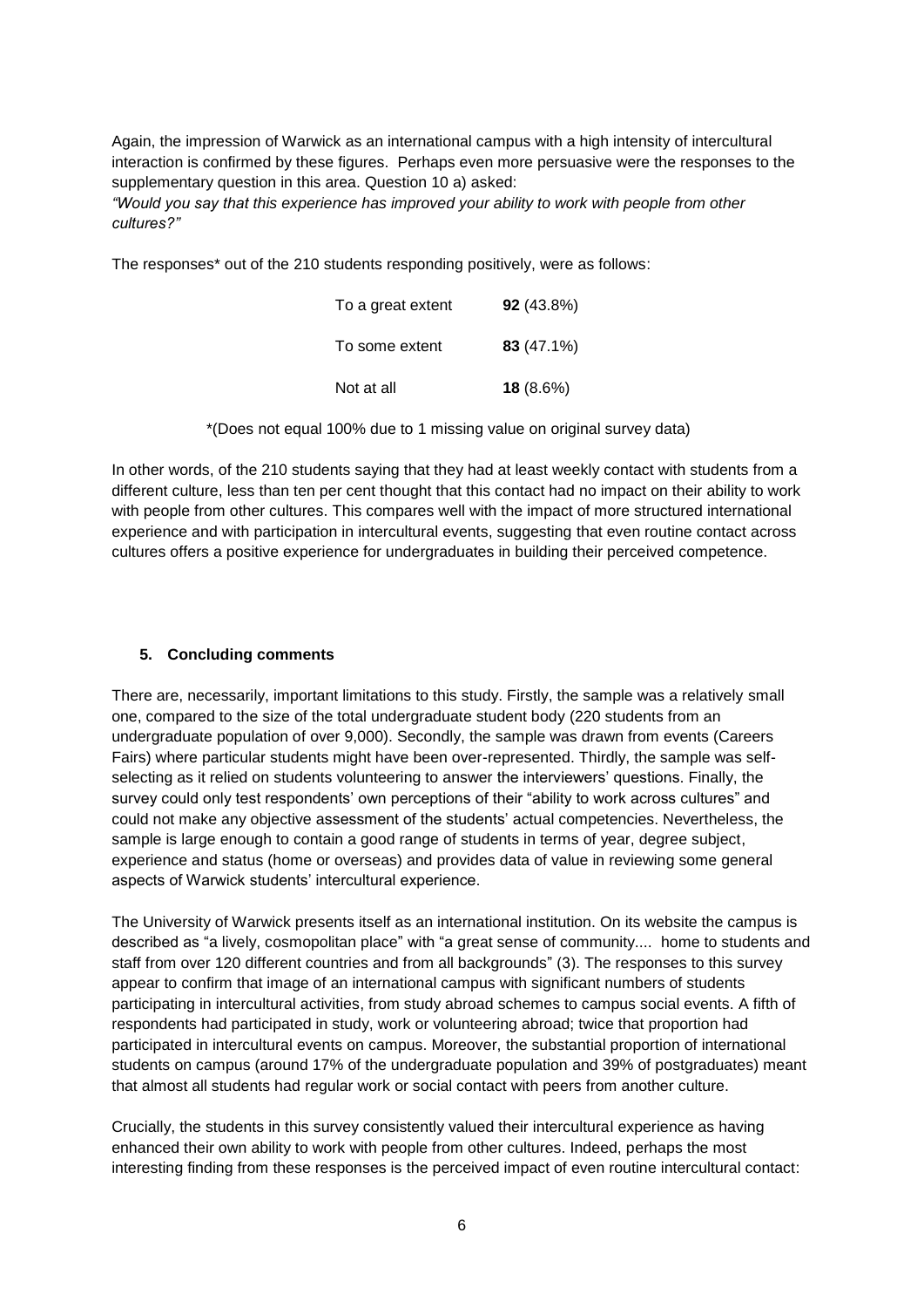Again, the impression of Warwick as an international campus with a high intensity of intercultural interaction is confirmed by these figures. Perhaps even more persuasive were the responses to the supplementary question in this area. Question 10 a) asked:

*"Would you say that this experience has improved your ability to work with people from other cultures?"*

The responses* out of the 210 students responding positively, were as follows:

| | |
|---|---|
| To a great extent | **92** (43.8%) |
| To some extent | **83** (47.1%) |
| Not at all | **18** (8.6%) |

*(Does not equal 100% due to 1 missing value on original survey data)

In other words, of the 210 students saying that they had at least weekly contact with students from a different culture, less than ten per cent thought that this contact had no impact on their ability to work with people from other cultures. This compares well with the impact of more structured international experience and with participation in intercultural events, suggesting that even routine contact across cultures offers a positive experience for undergraduates in building their perceived competence.

## 5. Concluding comments

There are, necessarily, important limitations to this study. Firstly, the sample was a relatively small one, compared to the size of the total undergraduate student body (220 students from an undergraduate population of over 9,000). Secondly, the sample was drawn from events (Careers Fairs) where particular students might have been over-represented. Thirdly, the sample was self-selecting as it relied on students volunteering to answer the interviewers' questions. Finally, the survey could only test respondents' own perceptions of their "ability to work across cultures" and could not make any objective assessment of the students' actual competencies. Nevertheless, the sample is large enough to contain a good range of students in terms of year, degree subject, experience and status (home or overseas) and provides data of value in reviewing some general aspects of Warwick students' intercultural experience.

The University of Warwick presents itself as an international institution. On its website the campus is described as "a lively, cosmopolitan place" with "a great sense of community.... home to students and staff from over 120 different countries and from all backgrounds" (3). The responses to this survey appear to confirm that image of an international campus with significant numbers of students participating in intercultural activities, from study abroad schemes to campus social events. A fifth of respondents had participated in study, work or volunteering abroad; twice that proportion had participated in intercultural events on campus. Moreover, the substantial proportion of international students on campus (around 17% of the undergraduate population and 39% of postgraduates) meant that almost all students had regular work or social contact with peers from another culture.

Crucially, the students in this survey consistently valued their intercultural experience as having enhanced their own ability to work with people from other cultures. Indeed, perhaps the most interesting finding from these responses is the perceived impact of even routine intercultural contact: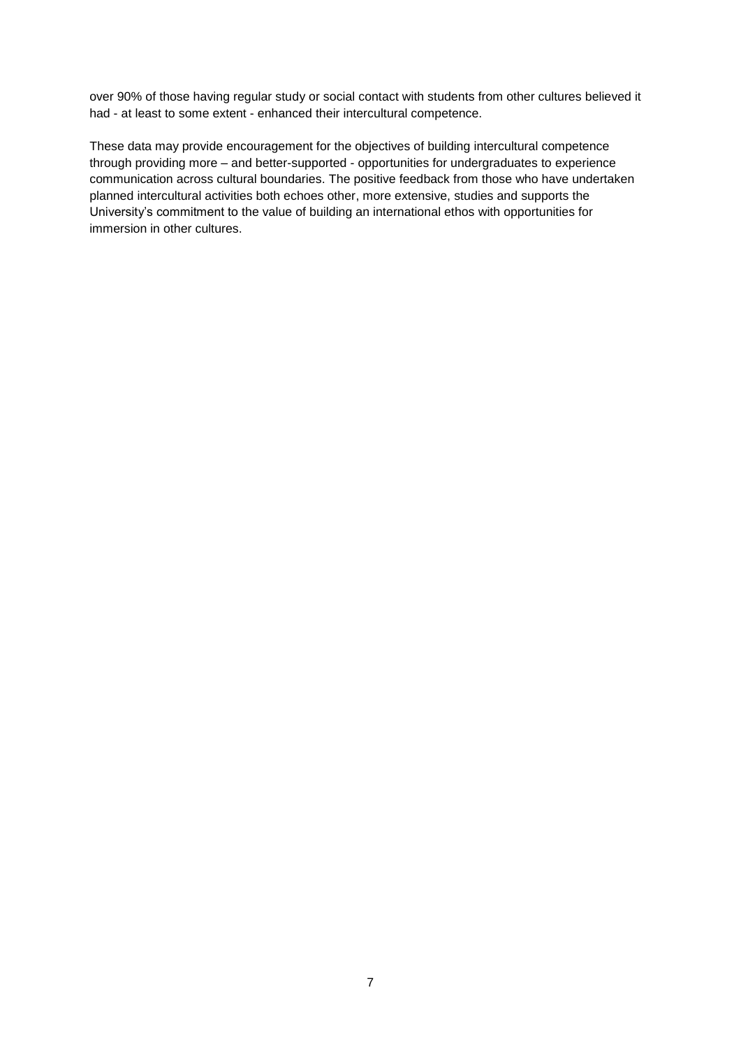over 90% of those having regular study or social contact with students from other cultures believed it had - at least to some extent - enhanced their intercultural competence.

These data may provide encouragement for the objectives of building intercultural competence through providing more – and better-supported - opportunities for undergraduates to experience communication across cultural boundaries. The positive feedback from those who have undertaken planned intercultural activities both echoes other, more extensive, studies and supports the University's commitment to the value of building an international ethos with opportunities for immersion in other cultures.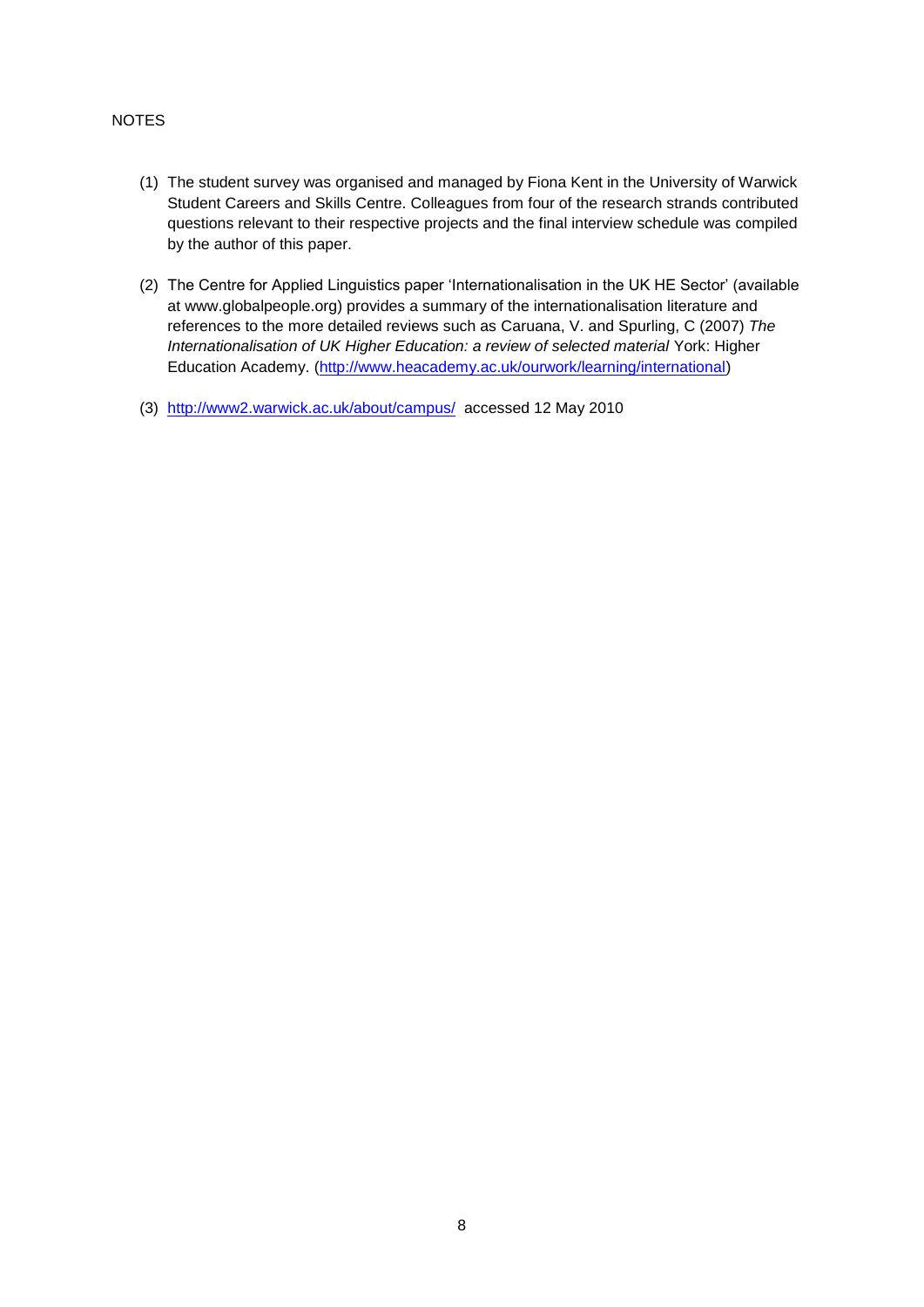NOTES

(1) The student survey was organised and managed by Fiona Kent in the University of Warwick Student Careers and Skills Centre. Colleagues from four of the research strands contributed questions relevant to their respective projects and the final interview schedule was compiled by the author of this paper.

(2) The Centre for Applied Linguistics paper 'Internationalisation in the UK HE Sector' (available at www.globalpeople.org) provides a summary of the internationalisation literature and references to the more detailed reviews such as Caruana, V. and Spurling, C (2007) *The Internationalisation of UK Higher Education: a review of selected material* York: Higher Education Academy. (http://www.heacademy.ac.uk/ourwork/learning/international)

(3) http://www2.warwick.ac.uk/about/campus/ accessed 12 May 2010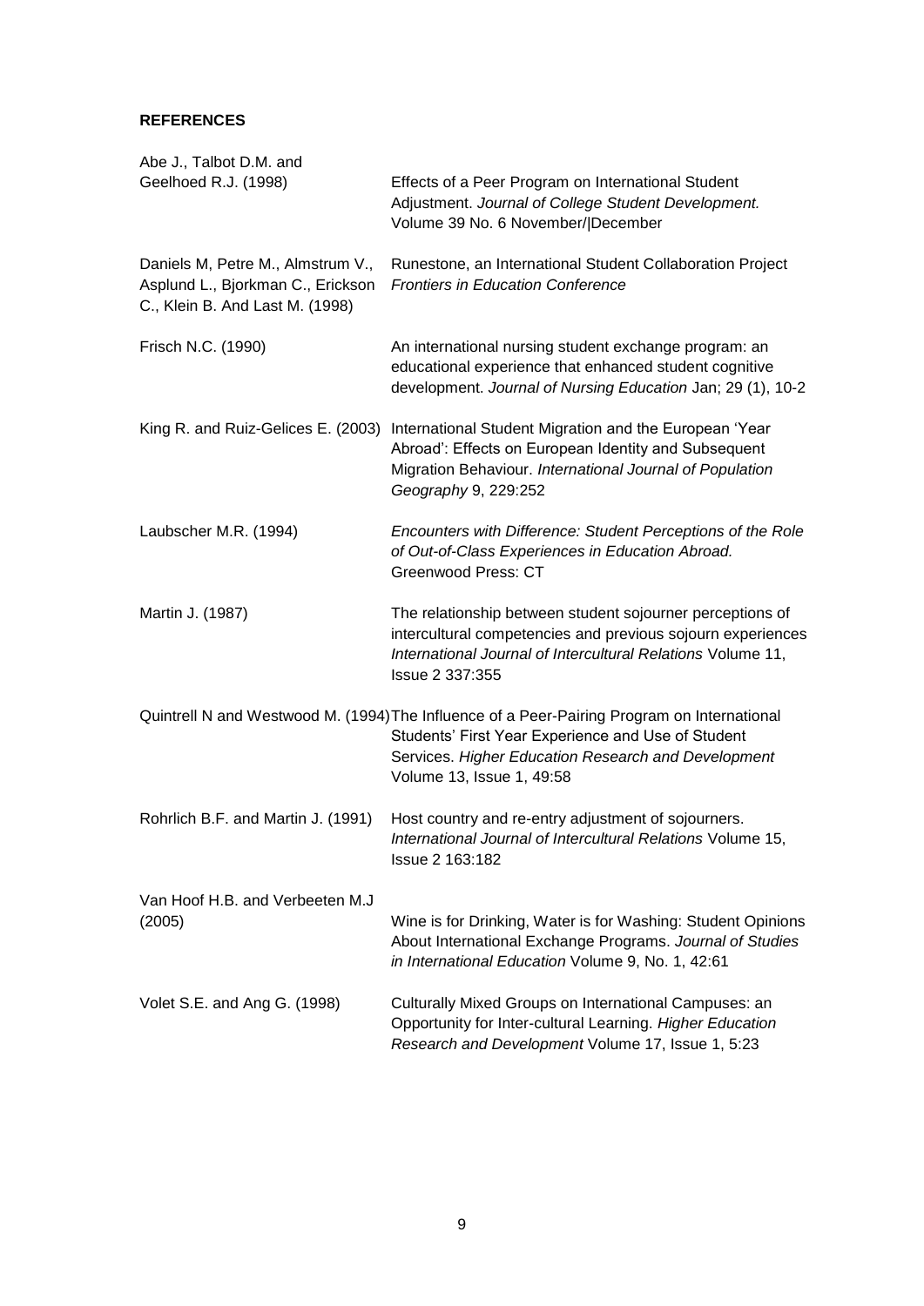**REFERENCES**

Abe J., Talbot D.M. and Geelhoed R.J. (1998) Effects of a Peer Program on International Student Adjustment. *Journal of College Student Development.* Volume 39 No. 6 November/|December

Daniels M, Petre M., Almstrum V., Asplund L., Bjorkman C., Erickson C., Klein B. And Last M. (1998) Runestone, an International Student Collaboration Project *Frontiers in Education Conference*

Frisch N.C. (1990) An international nursing student exchange program: an educational experience that enhanced student cognitive development. *Journal of Nursing Education* Jan; 29 (1), 10-2

King R. and Ruiz-Gelices E. (2003) International Student Migration and the European 'Year Abroad': Effects on European Identity and Subsequent Migration Behaviour. *International Journal of Population Geography* 9, 229:252

Laubscher M.R. (1994) *Encounters with Difference: Student Perceptions of the Role of Out-of-Class Experiences in Education Abroad.* Greenwood Press: CT

Martin J. (1987) The relationship between student sojourner perceptions of intercultural competencies and previous sojourn experiences *International Journal of Intercultural Relations* Volume 11, Issue 2 337:355

Quintrell N and Westwood M. (1994) The Influence of a Peer-Pairing Program on International Students' First Year Experience and Use of Student Services. *Higher Education Research and Development* Volume 13, Issue 1, 49:58

Rohrlich B.F. and Martin J. (1991) Host country and re-entry adjustment of sojourners. *International Journal of Intercultural Relations* Volume 15, Issue 2 163:182

Van Hoof H.B. and Verbeeten M.J (2005) Wine is for Drinking, Water is for Washing: Student Opinions About International Exchange Programs. *Journal of Studies in International Education* Volume 9, No. 1, 42:61

Volet S.E. and Ang G. (1998) Culturally Mixed Groups on International Campuses: an Opportunity for Inter-cultural Learning. *Higher Education Research and Development* Volume 17, Issue 1, 5:23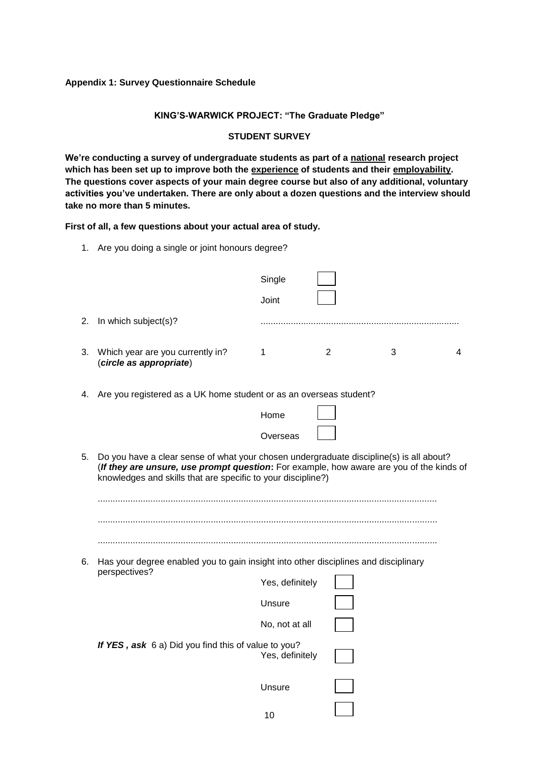**Appendix 1: Survey Questionnaire Schedule**

**KING'S-WARWICK PROJECT: "The Graduate Pledge"**

**STUDENT SURVEY**

**We're conducting a survey of undergraduate students as part of a national research project which has been set up to improve both the experience of students and their employability. The questions cover aspects of your main degree course but also of any additional, voluntary activities you've undertaken. There are only about a dozen questions and the interview should take no more than 5 minutes.**

**First of all, a few questions about your actual area of study.**

1. Are you doing a single or joint honours degree?

   Single ☐

   Joint ☐

2. In which subject(s)? ..............................................................................

3. Which year are you currently in? (*circle as appropriate*)    1    2    3    4

4. Are you registered as a UK home student or as an overseas student?

   Home ☐

   Overseas ☐

5. Do you have a clear sense of what your chosen undergraduate discipline(s) is all about? (***If they are unsure, use prompt question*****:** For example, how aware are you of the kinds of knowledges and skills that are specific to your discipline?)

   .....................................................................................................................................

   .....................................................................................................................................

   .....................................................................................................................................

6. Has your degree enabled you to gain insight into other disciplines and disciplinary perspectives?

   Yes, definitely ☐

   Unsure ☐

   No, not at all ☐

   ***If YES , ask*** 6 a) Did you find this of value to you?

   Yes, definitely ☐

   Unsure ☐

   ☐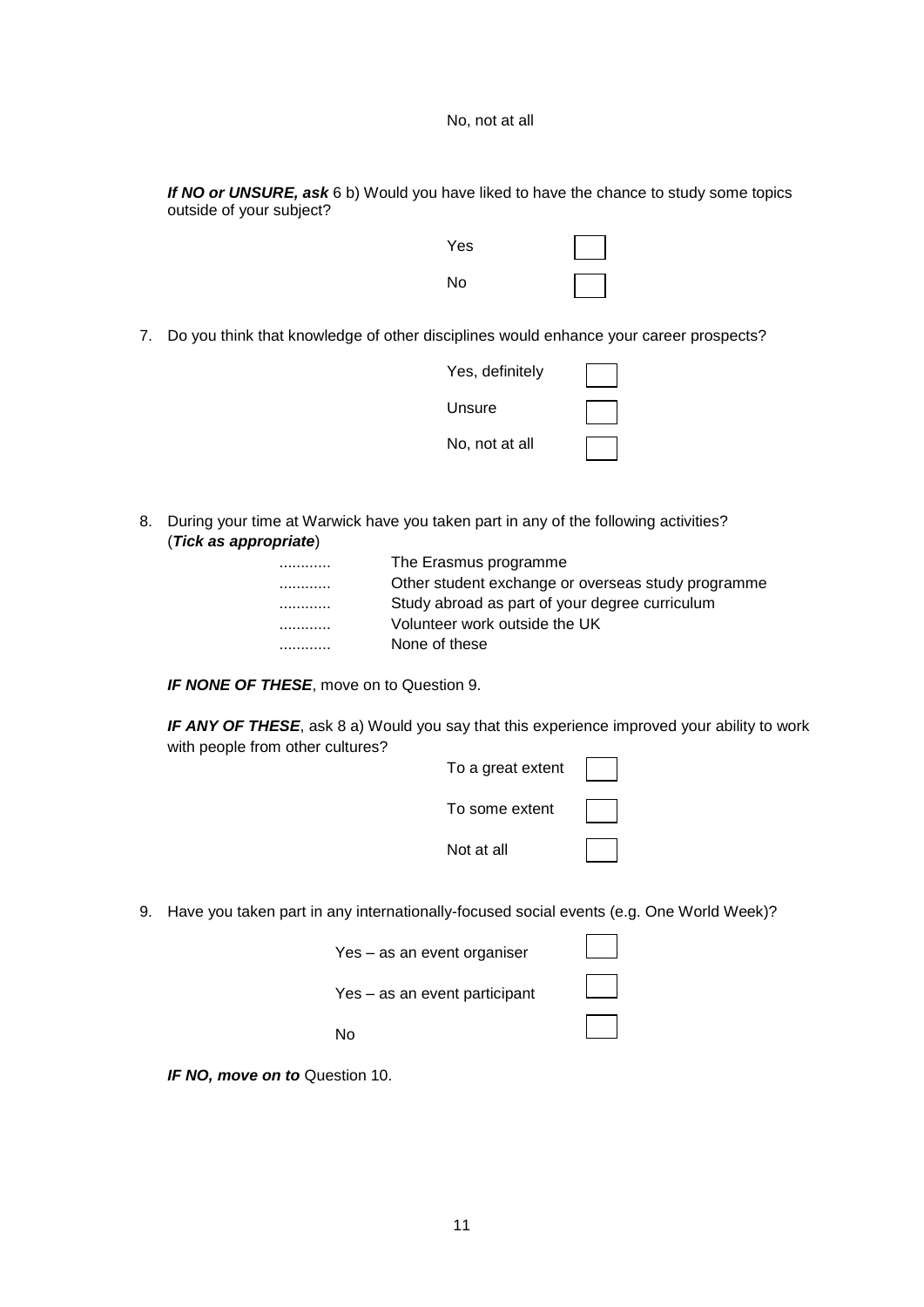No, not at all

***If NO or UNSURE, ask*** 6 b) Would you have liked to have the chance to study some topics outside of your subject?

- Yes ☐
- No ☐

7. Do you think that knowledge of other disciplines would enhance your career prospects?

- Yes, definitely ☐
- Unsure ☐
- No, not at all ☐

8. During your time at Warwick have you taken part in any of the following activities? (***Tick as appropriate***)

............ The Erasmus programme
............ Other student exchange or overseas study programme
............ Study abroad as part of your degree curriculum
............ Volunteer work outside the UK
............ None of these

***IF NONE OF THESE***, move on to Question 9.

***IF ANY OF THESE***, ask 8 a) Would you say that this experience improved your ability to work with people from other cultures?

- To a great extent ☐
- To some extent ☐
- Not at all ☐

9. Have you taken part in any internationally-focused social events (e.g. One World Week)?

- Yes – as an event organiser ☐
- Yes – as an event participant ☐
- No ☐

***IF NO, move on to*** Question 10.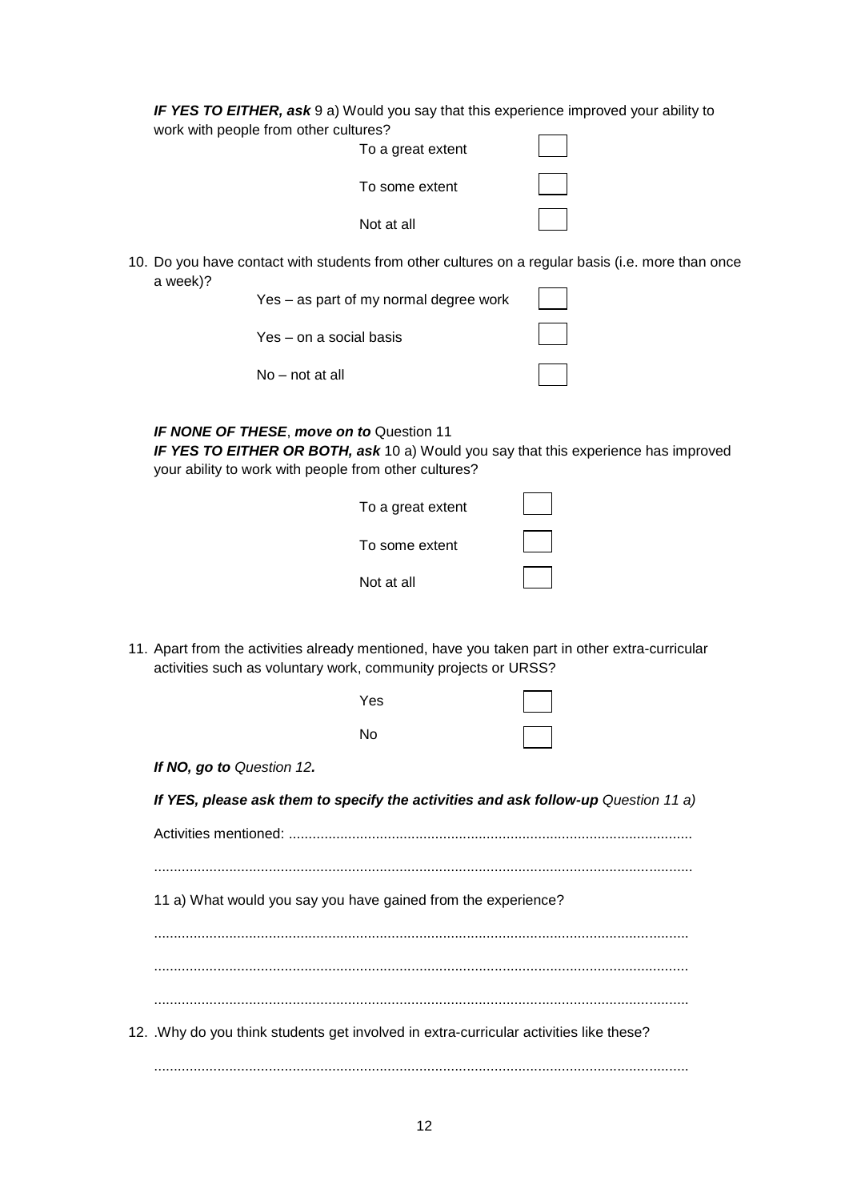***IF YES TO EITHER, ask*** 9 a) Would you say that this experience improved your ability to work with people from other cultures?

- To a great extent ☐
- To some extent ☐
- Not at all ☐

10. Do you have contact with students from other cultures on a regular basis (i.e. more than once a week)?

- Yes – as part of my normal degree work ☐
- Yes – on a social basis ☐
- No – not at all ☐

***IF NONE OF THESE**, **move on to*** Question 11
***IF YES TO EITHER OR BOTH, ask*** 10 a) Would you say that this experience has improved your ability to work with people from other cultures?

- To a great extent ☐
- To some extent ☐
- Not at all ☐

11. Apart from the activities already mentioned, have you taken part in other extra-curricular activities such as voluntary work, community projects or URSS?

- Yes ☐
- No ☐

***If NO, go to** Question 12**.***

***If YES, please ask them to specify the activities and ask follow-up** Question 11 a)*

Activities mentioned: ......................................................................................................

.......................................................................................................................................

11 a) What would you say you have gained from the experience?

.......................................................................................................................................

.......................................................................................................................................

.......................................................................................................................................

12. .Why do you think students get involved in extra-curricular activities like these?

.......................................................................................................................................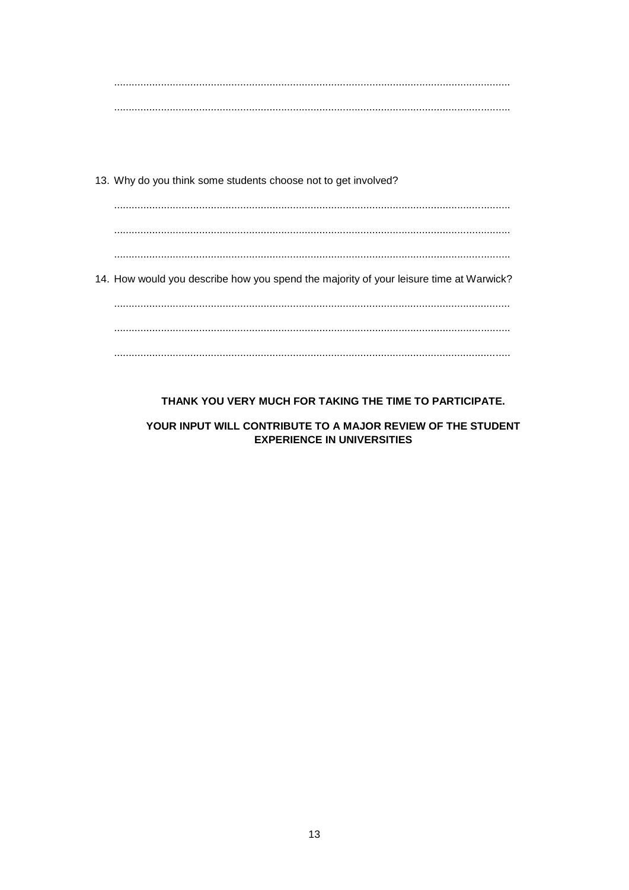.....................................................................................................................................

.....................................................................................................................................

13. Why do you think some students choose not to get involved?

.....................................................................................................................................

.....................................................................................................................................

.....................................................................................................................................

14. How would you describe how you spend the majority of your leisure time at Warwick?

.....................................................................................................................................

.....................................................................................................................................

.....................................................................................................................................

**THANK YOU VERY MUCH FOR TAKING THE TIME TO PARTICIPATE.**

**YOUR INPUT WILL CONTRIBUTE TO A MAJOR REVIEW OF THE STUDENT EXPERIENCE IN UNIVERSITIES**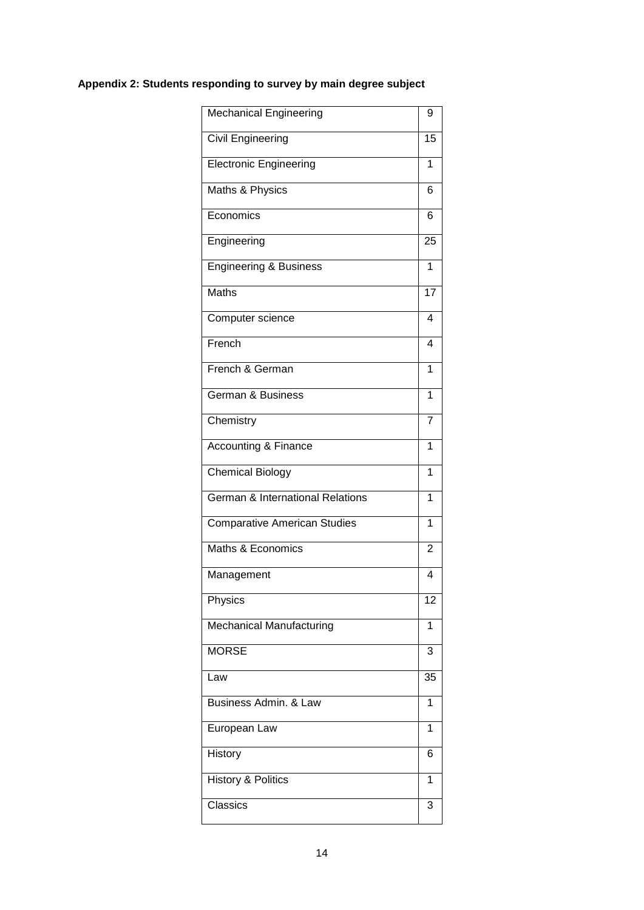**Appendix 2: Students responding to survey by main degree subject**

| | |
|---|---|
| Mechanical Engineering | 9 |
| Civil Engineering | 15 |
| Electronic Engineering | 1 |
| Maths & Physics | 6 |
| Economics | 6 |
| Engineering | 25 |
| Engineering & Business | 1 |
| Maths | 17 |
| Computer science | 4 |
| French | 4 |
| French & German | 1 |
| German & Business | 1 |
| Chemistry | 7 |
| Accounting & Finance | 1 |
| Chemical Biology | 1 |
| German & International Relations | 1 |
| Comparative American Studies | 1 |
| Maths & Economics | 2 |
| Management | 4 |
| Physics | 12 |
| Mechanical Manufacturing | 1 |
| MORSE | 3 |
| Law | 35 |
| Business Admin. & Law | 1 |
| European Law | 1 |
| History | 6 |
| History & Politics | 1 |
| Classics | 3 |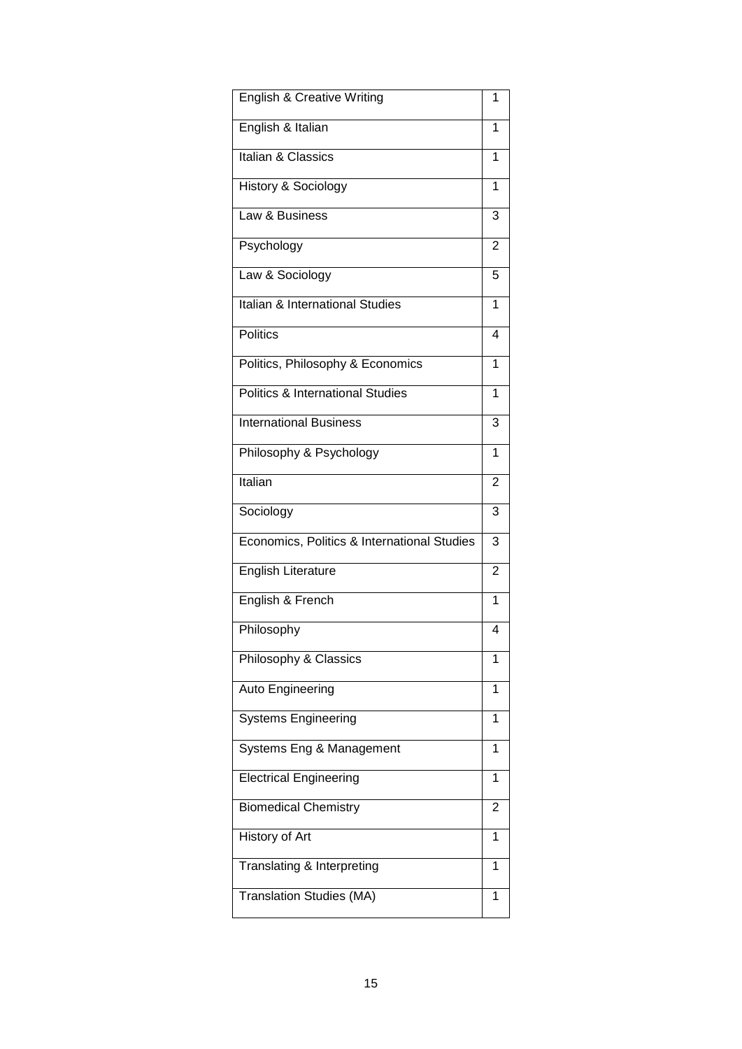| | |
|---|---|
| English & Creative Writing | 1 |
| English & Italian | 1 |
| Italian & Classics | 1 |
| History & Sociology | 1 |
| Law & Business | 3 |
| Psychology | 2 |
| Law & Sociology | 5 |
| Italian & International Studies | 1 |
| Politics | 4 |
| Politics, Philosophy & Economics | 1 |
| Politics & International Studies | 1 |
| International Business | 3 |
| Philosophy & Psychology | 1 |
| Italian | 2 |
| Sociology | 3 |
| Economics, Politics & International Studies | 3 |
| English Literature | 2 |
| English & French | 1 |
| Philosophy | 4 |
| Philosophy & Classics | 1 |
| Auto Engineering | 1 |
| Systems Engineering | 1 |
| Systems Eng & Management | 1 |
| Electrical Engineering | 1 |
| Biomedical Chemistry | 2 |
| History of Art | 1 |
| Translating & Interpreting | 1 |
| Translation Studies (MA) | 1 |